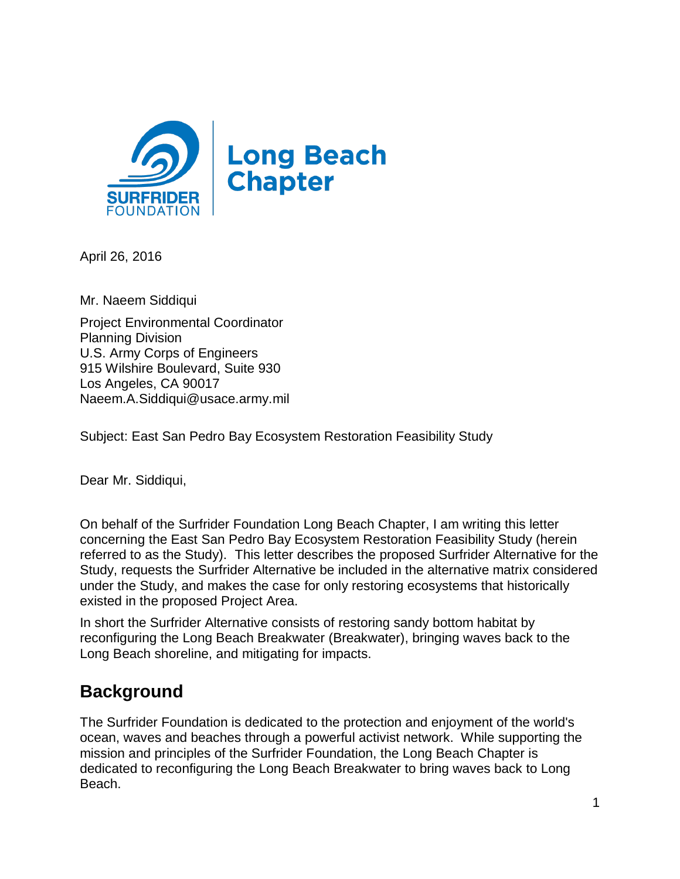SURFRIDER FOUNDATION

Long Beach Chapter

April 26, 2016

Mr. Naeem Siddiqui

Project Environmental Coordinator
Planning Division
U.S. Army Corps of Engineers
915 Wilshire Boulevard, Suite 930
Los Angeles, CA 90017
Naeem.A.Siddiqui@usace.army.mil

Subject: East San Pedro Bay Ecosystem Restoration Feasibility Study

Dear Mr. Siddiqui,

On behalf of the Surfrider Foundation Long Beach Chapter, I am writing this letter concerning the East San Pedro Bay Ecosystem Restoration Feasibility Study (herein referred to as the Study). This letter describes the proposed Surfrider Alternative for the Study, requests the Surfrider Alternative be included in the alternative matrix considered under the Study, and makes the case for only restoring ecosystems that historically existed in the proposed Project Area.

In short the Surfrider Alternative consists of restoring sandy bottom habitat by reconfiguring the Long Beach Breakwater (Breakwater), bringing waves back to the Long Beach shoreline, and mitigating for impacts.

## Background

The Surfrider Foundation is dedicated to the protection and enjoyment of the world's ocean, waves and beaches through a powerful activist network. While supporting the mission and principles of the Surfrider Foundation, the Long Beach Chapter is dedicated to reconfiguring the Long Beach Breakwater to bring waves back to Long Beach.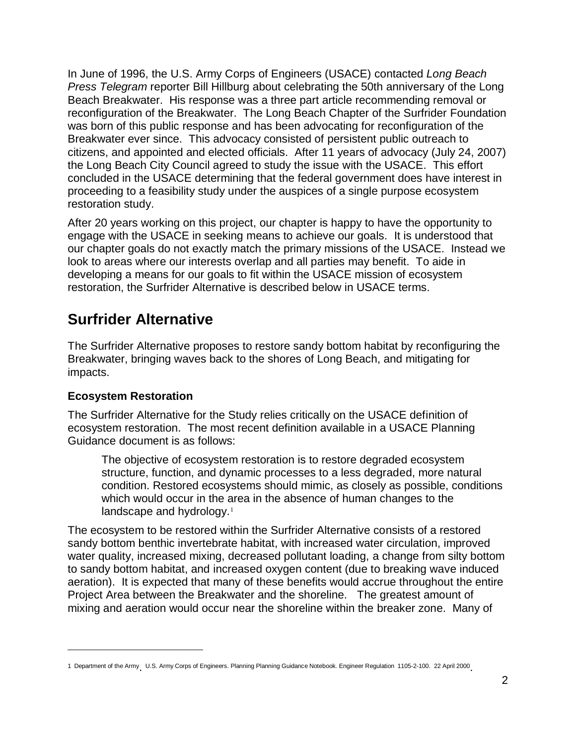In June of 1996, the U.S. Army Corps of Engineers (USACE) contacted *Long Beach Press Telegram* reporter Bill Hillburg about celebrating the 50th anniversary of the Long Beach Breakwater. His response was a three part article recommending removal or reconfiguration of the Breakwater. The Long Beach Chapter of the Surfrider Foundation was born of this public response and has been advocating for reconfiguration of the Breakwater ever since. This advocacy consisted of persistent public outreach to citizens, and appointed and elected officials. After 11 years of advocacy (July 24, 2007) the Long Beach City Council agreed to study the issue with the USACE. This effort concluded in the USACE determining that the federal government does have interest in proceeding to a feasibility study under the auspices of a single purpose ecosystem restoration study.

After 20 years working on this project, our chapter is happy to have the opportunity to engage with the USACE in seeking means to achieve our goals. It is understood that our chapter goals do not exactly match the primary missions of the USACE. Instead we look to areas where our interests overlap and all parties may benefit. To aide in developing a means for our goals to fit within the USACE mission of ecosystem restoration, the Surfrider Alternative is described below in USACE terms.

## Surfrider Alternative

The Surfrider Alternative proposes to restore sandy bottom habitat by reconfiguring the Breakwater, bringing waves back to the shores of Long Beach, and mitigating for impacts.

### Ecosystem Restoration

The Surfrider Alternative for the Study relies critically on the USACE definition of ecosystem restoration. The most recent definition available in a USACE Planning Guidance document is as follows:

> The objective of ecosystem restoration is to restore degraded ecosystem structure, function, and dynamic processes to a less degraded, more natural condition. Restored ecosystems should mimic, as closely as possible, conditions which would occur in the area in the absence of human changes to the landscape and hydrology.[1]

The ecosystem to be restored within the Surfrider Alternative consists of a restored sandy bottom benthic invertebrate habitat, with increased water circulation, improved water quality, increased mixing, decreased pollutant loading, a change from silty bottom to sandy bottom habitat, and increased oxygen content (due to breaking wave induced aeration). It is expected that many of these benefits would accrue throughout the entire Project Area between the Breakwater and the shoreline. The greatest amount of mixing and aeration would occur near the shoreline within the breaker zone. Many of

---

1 Department of the Army. U.S. Army Corps of Engineers. Planning Planning Guidance Notebook. Engineer Regulation 1105-2-100. 22 April 2000.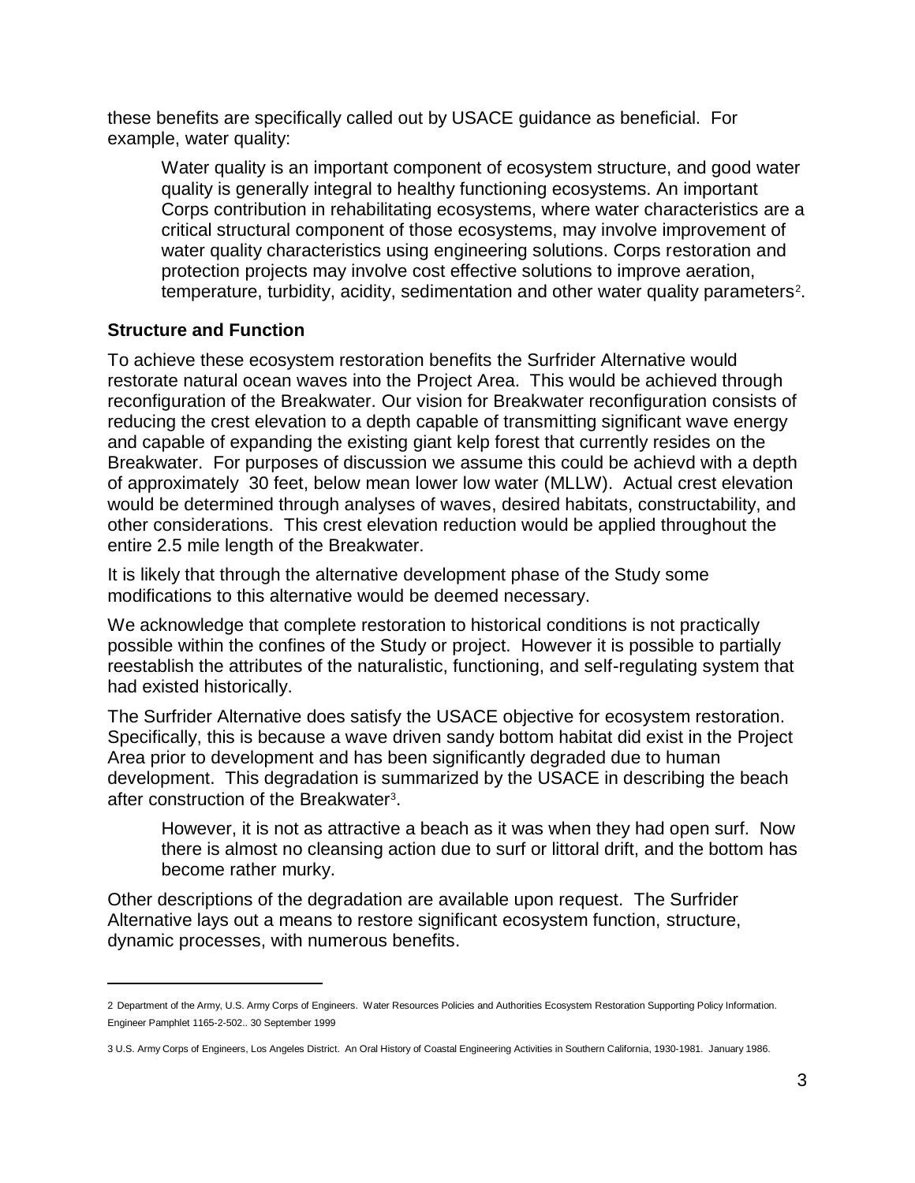these benefits are specifically called out by USACE guidance as beneficial. For example, water quality:

> Water quality is an important component of ecosystem structure, and good water quality is generally integral to healthy functioning ecosystems. An important Corps contribution in rehabilitating ecosystems, where water characteristics are a critical structural component of those ecosystems, may involve improvement of water quality characteristics using engineering solutions. Corps restoration and protection projects may involve cost effective solutions to improve aeration, temperature, turbidity, acidity, sedimentation and other water quality parameters[2].

## Structure and Function

To achieve these ecosystem restoration benefits the Surfrider Alternative would restore natural ocean waves into the Project Area. This would be achieved through reconfiguration of the Breakwater. Our vision for Breakwater reconfiguration consists of reducing the crest elevation to a depth capable of transmitting significant wave energy and capable of expanding the existing giant kelp forest that currently resides on the Breakwater. For purposes of discussion we assume this could be achievd with a depth of approximately 30 feet, below mean lower low water (MLLW). Actual crest elevation would be determined through analyses of waves, desired habitats, constructability, and other considerations. This crest elevation reduction would be applied throughout the entire 2.5 mile length of the Breakwater.

It is likely that through the alternative development phase of the Study some modifications to this alternative would be deemed necessary.

We acknowledge that complete restoration to historical conditions is not practically possible within the confines of the Study or project. However it is possible to partially reestablish the attributes of the naturalistic, functioning, and self-regulating system that had existed historically.

The Surfrider Alternative does satisfy the USACE objective for ecosystem restoration. Specifically, this is because a wave driven sandy bottom habitat did exist in the Project Area prior to development and has been significantly degraded due to human development. This degradation is summarized by the USACE in describing the beach after construction of the Breakwater[3].

> However, it is not as attractive a beach as it was when they had open surf. Now there is almost no cleansing action due to surf or littoral drift, and the bottom has become rather murky.

Other descriptions of the degradation are available upon request. The Surfrider Alternative lays out a means to restore significant ecosystem function, structure, dynamic processes, with numerous benefits.

---

2 Department of the Army, U.S. Army Corps of Engineers. Water Resources Policies and Authorities Ecosystem Restoration Supporting Policy Information. Engineer Pamphlet 1165-2-502.. 30 September 1999

3 U.S. Army Corps of Engineers, Los Angeles District. An Oral History of Coastal Engineering Activities in Southern California, 1930-1981. January 1986.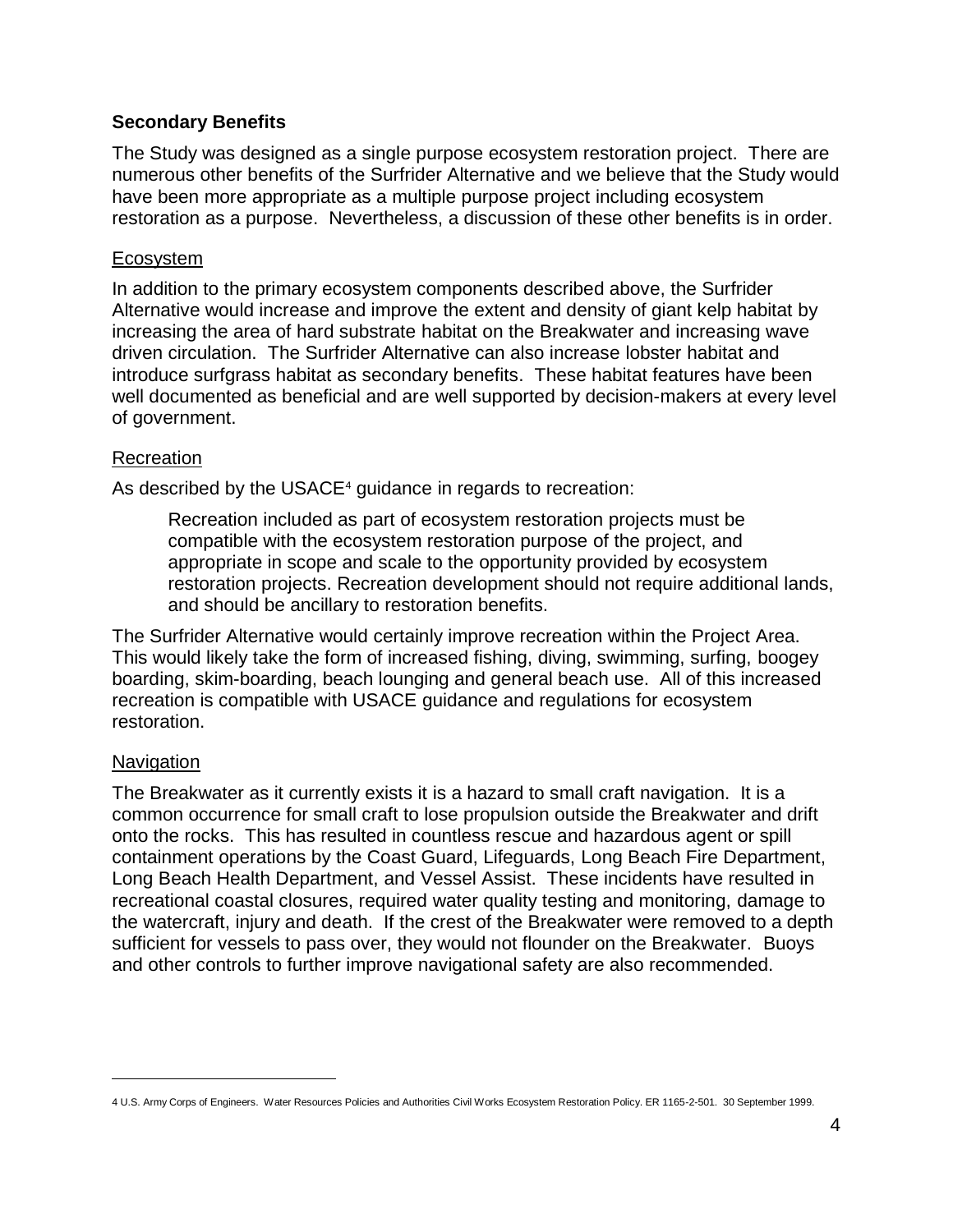## Secondary Benefits

The Study was designed as a single purpose ecosystem restoration project. There are numerous other benefits of the Surfrider Alternative and we believe that the Study would have been more appropriate as a multiple purpose project including ecosystem restoration as a purpose. Nevertheless, a discussion of these other benefits is in order.

### Ecosystem

In addition to the primary ecosystem components described above, the Surfrider Alternative would increase and improve the extent and density of giant kelp habitat by increasing the area of hard substrate habitat on the Breakwater and increasing wave driven circulation. The Surfrider Alternative can also increase lobster habitat and introduce surfgrass habitat as secondary benefits. These habitat features have been well documented as beneficial and are well supported by decision-makers at every level of government.

### Recreation

As described by the USACE[4] guidance in regards to recreation:

> Recreation included as part of ecosystem restoration projects must be compatible with the ecosystem restoration purpose of the project, and appropriate in scope and scale to the opportunity provided by ecosystem restoration projects. Recreation development should not require additional lands, and should be ancillary to restoration benefits.

The Surfrider Alternative would certainly improve recreation within the Project Area. This would likely take the form of increased fishing, diving, swimming, surfing, boogey boarding, skim-boarding, beach lounging and general beach use. All of this increased recreation is compatible with USACE guidance and regulations for ecosystem restoration.

### Navigation

The Breakwater as it currently exists it is a hazard to small craft navigation. It is a common occurrence for small craft to lose propulsion outside the Breakwater and drift onto the rocks. This has resulted in countless rescue and hazardous agent or spill containment operations by the Coast Guard, Lifeguards, Long Beach Fire Department, Long Beach Health Department, and Vessel Assist. These incidents have resulted in recreational coastal closures, required water quality testing and monitoring, damage to the watercraft, injury and death. If the crest of the Breakwater were removed to a depth sufficient for vessels to pass over, they would not flounder on the Breakwater. Buoys and other controls to further improve navigational safety are also recommended.

---

4 U.S. Army Corps of Engineers. Water Resources Policies and Authorities Civil Works Ecosystem Restoration Policy. ER 1165-2-501. 30 September 1999.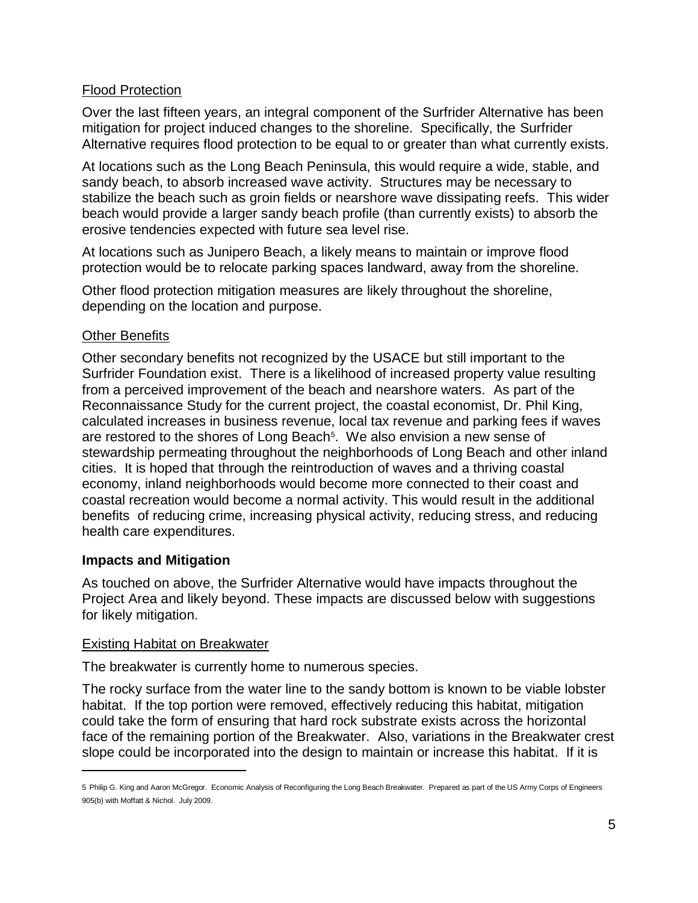Flood Protection

Over the last fifteen years, an integral component of the Surfrider Alternative has been mitigation for project induced changes to the shoreline. Specifically, the Surfrider Alternative requires flood protection to be equal to or greater than what currently exists.

At locations such as the Long Beach Peninsula, this would require a wide, stable, and sandy beach, to absorb increased wave activity. Structures may be necessary to stabilize the beach such as groin fields or nearshore wave dissipating reefs. This wider beach would provide a larger sandy beach profile (than currently exists) to absorb the erosive tendencies expected with future sea level rise.

At locations such as Junipero Beach, a likely means to maintain or improve flood protection would be to relocate parking spaces landward, away from the shoreline.

Other flood protection mitigation measures are likely throughout the shoreline, depending on the location and purpose.

Other Benefits

Other secondary benefits not recognized by the USACE but still important to the Surfrider Foundation exist. There is a likelihood of increased property value resulting from a perceived improvement of the beach and nearshore waters. As part of the Reconnaissance Study for the current project, the coastal economist, Dr. Phil King, calculated increases in business revenue, local tax revenue and parking fees if waves are restored to the shores of Long Beach[5]. We also envision a new sense of stewardship permeating throughout the neighborhoods of Long Beach and other inland cities. It is hoped that through the reintroduction of waves and a thriving coastal economy, inland neighborhoods would become more connected to their coast and coastal recreation would become a normal activity. This would result in the additional benefits of reducing crime, increasing physical activity, reducing stress, and reducing health care expenditures.

## Impacts and Mitigation

As touched on above, the Surfrider Alternative would have impacts throughout the Project Area and likely beyond. These impacts are discussed below with suggestions for likely mitigation.

Existing Habitat on Breakwater

The breakwater is currently home to numerous species.

The rocky surface from the water line to the sandy bottom is known to be viable lobster habitat. If the top portion were removed, effectively reducing this habitat, mitigation could take the form of ensuring that hard rock substrate exists across the horizontal face of the remaining portion of the Breakwater. Also, variations in the Breakwater crest slope could be incorporated into the design to maintain or increase this habitat. If it is

---

5 Philip G. King and Aaron McGregor. Economic Analysis of Reconfiguring the Long Beach Breakwater. Prepared as part of the US Army Corps of Engineers 905(b) with Moffatt & Nichol. July 2009.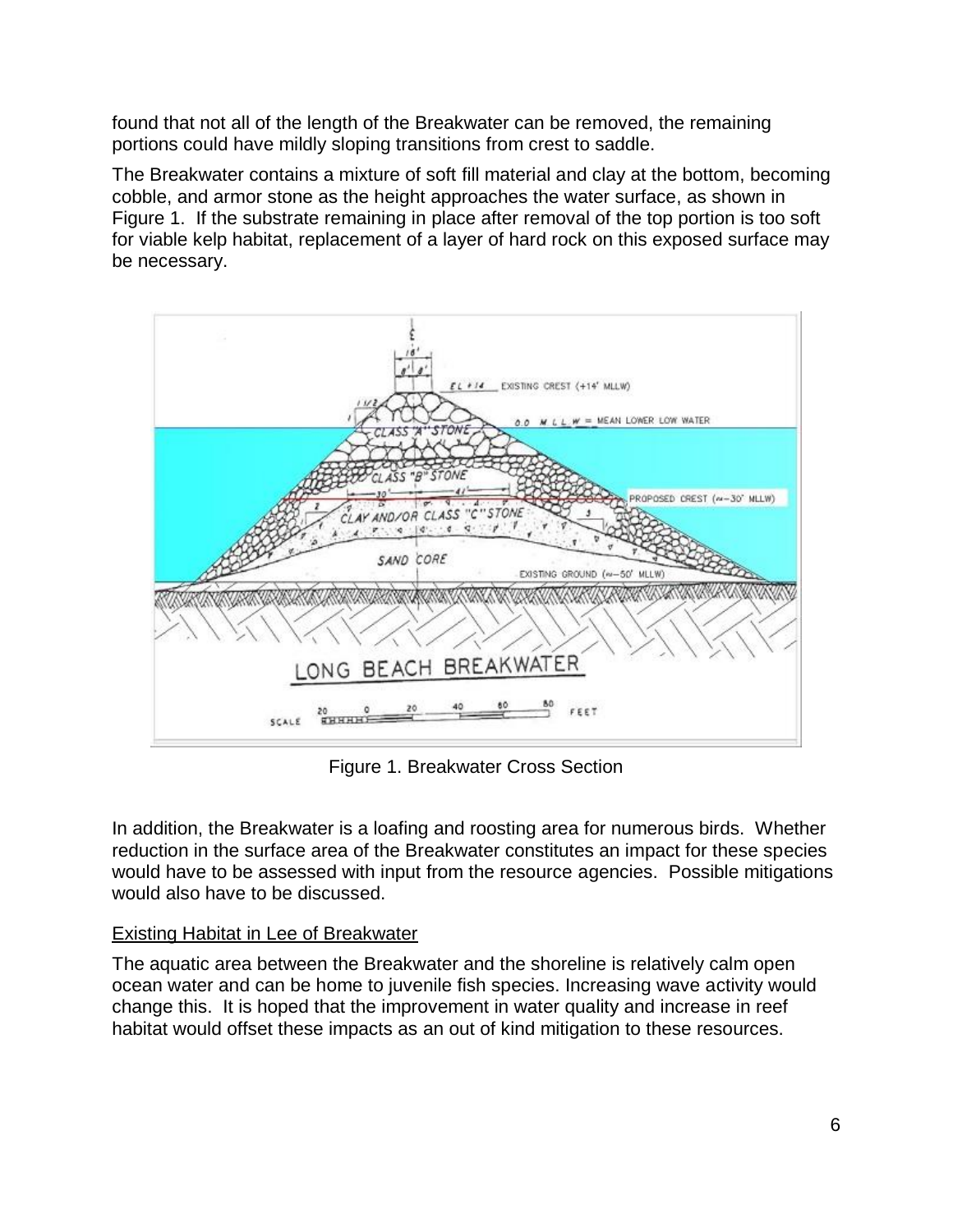found that not all of the length of the Breakwater can be removed, the remaining portions could have mildly sloping transitions from crest to saddle.

The Breakwater contains a mixture of soft fill material and clay at the bottom, becoming cobble, and armor stone as the height approaches the water surface, as shown in Figure 1. If the substrate remaining in place after removal of the top portion is too soft for viable kelp habitat, replacement of a layer of hard rock on this exposed surface may be necessary.

Figure 1. Breakwater Cross Section

In addition, the Breakwater is a loafing and roosting area for numerous birds. Whether reduction in the surface area of the Breakwater constitutes an impact for these species would have to be assessed with input from the resource agencies. Possible mitigations would also have to be discussed.

<u>Existing Habitat in Lee of Breakwater</u>

The aquatic area between the Breakwater and the shoreline is relatively calm open ocean water and can be home to juvenile fish species. Increasing wave activity would change this. It is hoped that the improvement in water quality and increase in reef habitat would offset these impacts as an out of kind mitigation to these resources.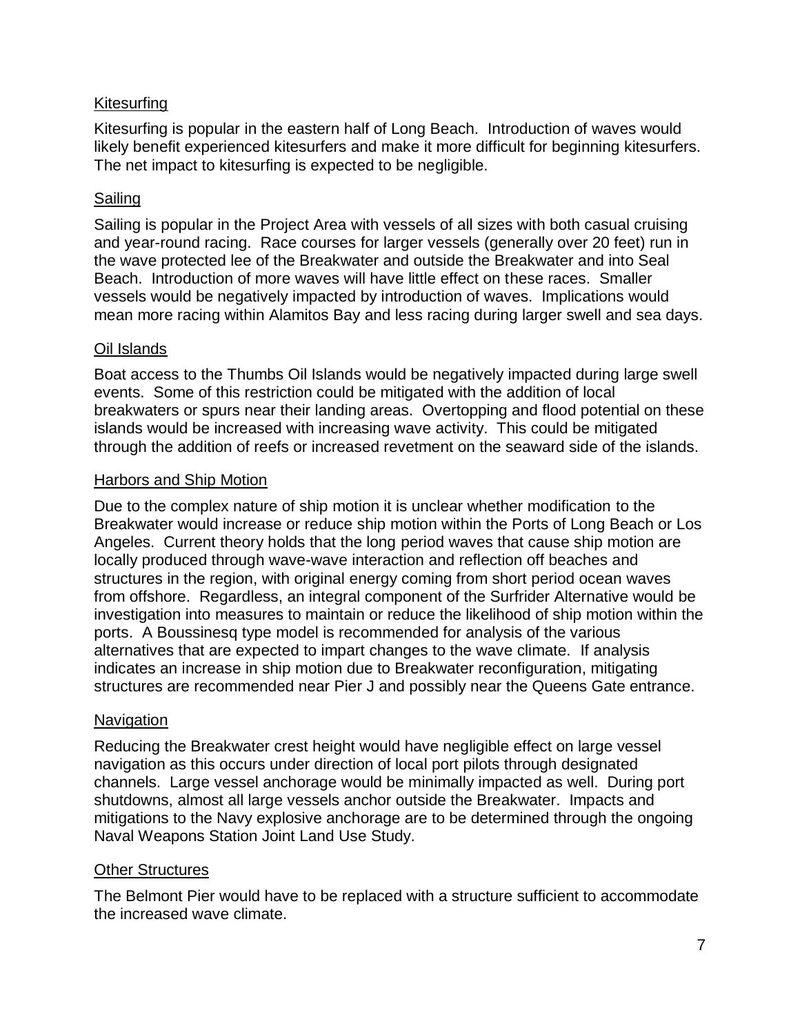### Kitesurfing

Kitesurfing is popular in the eastern half of Long Beach. Introduction of waves would likely benefit experienced kitesurfers and make it more difficult for beginning kitesurfers. The net impact to kitesurfing is expected to be negligible.

### Sailing

Sailing is popular in the Project Area with vessels of all sizes with both casual cruising and year-round racing. Race courses for larger vessels (generally over 20 feet) run in the wave protected lee of the Breakwater and outside the Breakwater and into Seal Beach. Introduction of more waves will have little effect on these races. Smaller vessels would be negatively impacted by introduction of waves. Implications would mean more racing within Alamitos Bay and less racing during larger swell and sea days.

### Oil Islands

Boat access to the Thumbs Oil Islands would be negatively impacted during large swell events. Some of this restriction could be mitigated with the addition of local breakwaters or spurs near their landing areas. Overtopping and flood potential on these islands would be increased with increasing wave activity. This could be mitigated through the addition of reefs or increased revetment on the seaward side of the islands.

### Harbors and Ship Motion

Due to the complex nature of ship motion it is unclear whether modification to the Breakwater would increase or reduce ship motion within the Ports of Long Beach or Los Angeles. Current theory holds that the long period waves that cause ship motion are locally produced through wave-wave interaction and reflection off beaches and structures in the region, with original energy coming from short period ocean waves from offshore. Regardless, an integral component of the Surfrider Alternative would be investigation into measures to maintain or reduce the likelihood of ship motion within the ports. A Boussinesq type model is recommended for analysis of the various alternatives that are expected to impart changes to the wave climate. If analysis indicates an increase in ship motion due to Breakwater reconfiguration, mitigating structures are recommended near Pier J and possibly near the Queens Gate entrance.

### Navigation

Reducing the Breakwater crest height would have negligible effect on large vessel navigation as this occurs under direction of local port pilots through designated channels. Large vessel anchorage would be minimally impacted as well. During port shutdowns, almost all large vessels anchor outside the Breakwater. Impacts and mitigations to the Navy explosive anchorage are to be determined through the ongoing Naval Weapons Station Joint Land Use Study.

### Other Structures

The Belmont Pier would have to be replaced with a structure sufficient to accommodate the increased wave climate.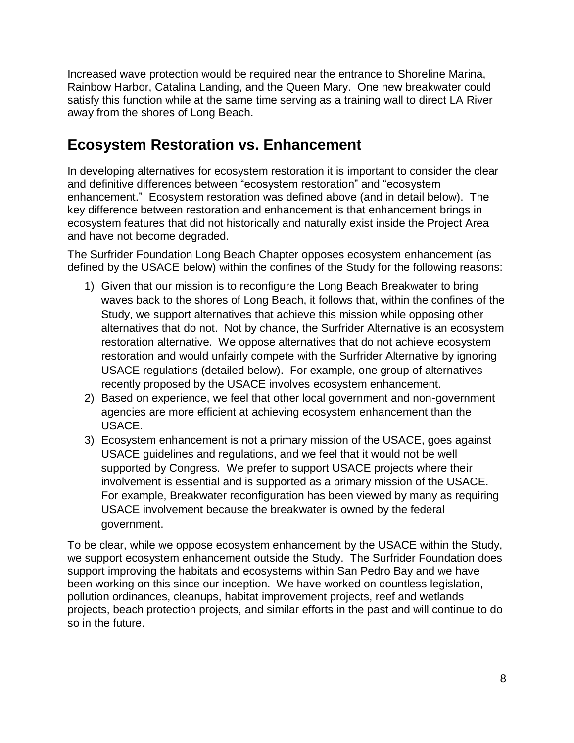Increased wave protection would be required near the entrance to Shoreline Marina, Rainbow Harbor, Catalina Landing, and the Queen Mary. One new breakwater could satisfy this function while at the same time serving as a training wall to direct LA River away from the shores of Long Beach.

## Ecosystem Restoration vs. Enhancement

In developing alternatives for ecosystem restoration it is important to consider the clear and definitive differences between "ecosystem restoration" and "ecosystem enhancement." Ecosystem restoration was defined above (and in detail below). The key difference between restoration and enhancement is that enhancement brings in ecosystem features that did not historically and naturally exist inside the Project Area and have not become degraded.

The Surfrider Foundation Long Beach Chapter opposes ecosystem enhancement (as defined by the USACE below) within the confines of the Study for the following reasons:

1) Given that our mission is to reconfigure the Long Beach Breakwater to bring waves back to the shores of Long Beach, it follows that, within the confines of the Study, we support alternatives that achieve this mission while opposing other alternatives that do not. Not by chance, the Surfrider Alternative is an ecosystem restoration alternative. We oppose alternatives that do not achieve ecosystem restoration and would unfairly compete with the Surfrider Alternative by ignoring USACE regulations (detailed below). For example, one group of alternatives recently proposed by the USACE involves ecosystem enhancement.
2) Based on experience, we feel that other local government and non-government agencies are more efficient at achieving ecosystem enhancement than the USACE.
3) Ecosystem enhancement is not a primary mission of the USACE, goes against USACE guidelines and regulations, and we feel that it would not be well supported by Congress. We prefer to support USACE projects where their involvement is essential and is supported as a primary mission of the USACE. For example, Breakwater reconfiguration has been viewed by many as requiring USACE involvement because the breakwater is owned by the federal government.

To be clear, while we oppose ecosystem enhancement by the USACE within the Study, we support ecosystem enhancement outside the Study. The Surfrider Foundation does support improving the habitats and ecosystems within San Pedro Bay and we have been working on this since our inception. We have worked on countless legislation, pollution ordinances, cleanups, habitat improvement projects, reef and wetlands projects, beach protection projects, and similar efforts in the past and will continue to do so in the future.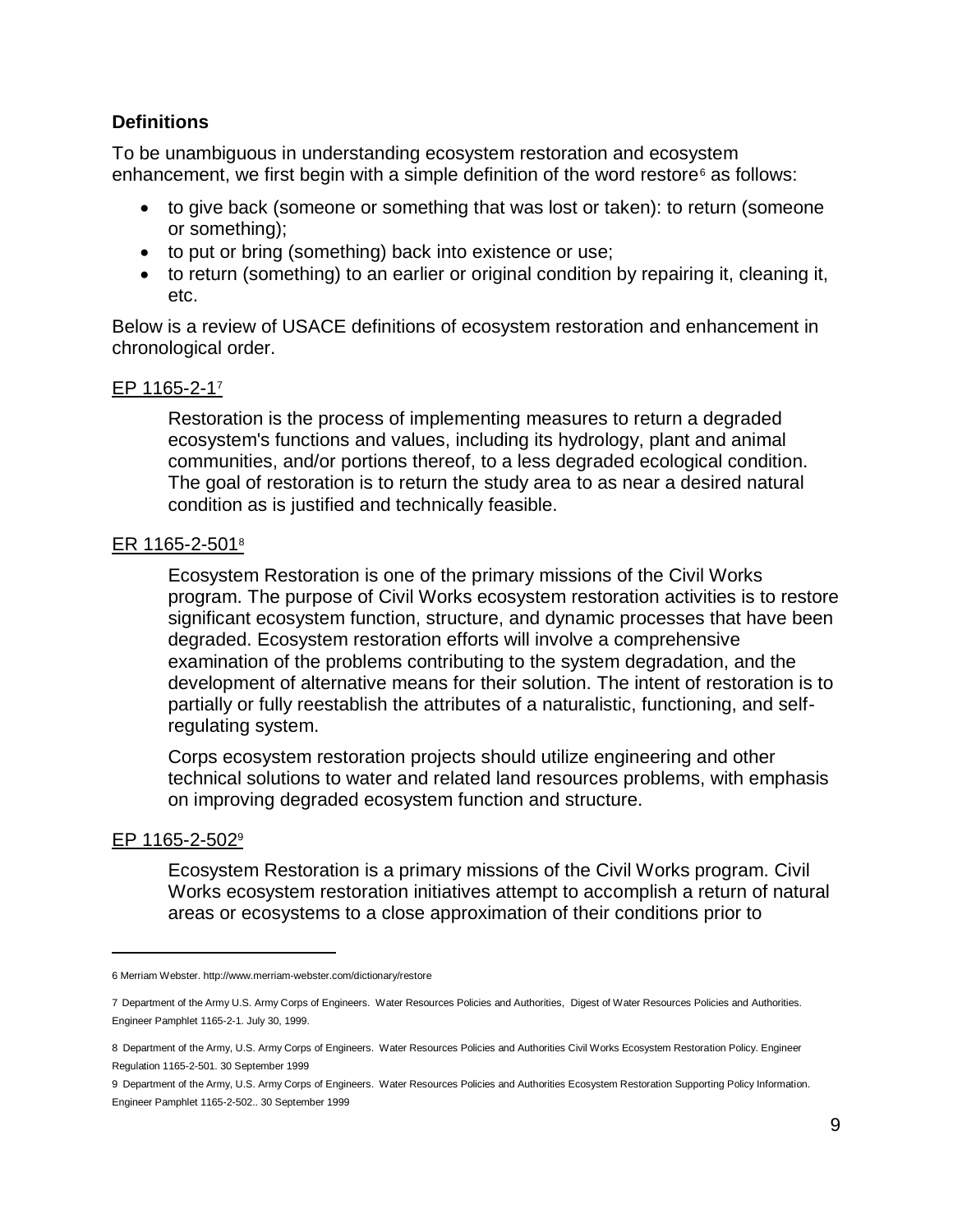## Definitions

To be unambiguous in understanding ecosystem restoration and ecosystem enhancement, we first begin with a simple definition of the word restore[6] as follows:

- to give back (someone or something that was lost or taken): to return (someone or something);
- to put or bring (something) back into existence or use;
- to return (something) to an earlier or original condition by repairing it, cleaning it, etc.

Below is a review of USACE definitions of ecosystem restoration and enhancement in chronological order.

<u>EP 1165-2-1</u>[7]

> Restoration is the process of implementing measures to return a degraded ecosystem's functions and values, including its hydrology, plant and animal communities, and/or portions thereof, to a less degraded ecological condition. The goal of restoration is to return the study area to as near a desired natural condition as is justified and technically feasible.

<u>ER 1165-2-501</u>[8]

> Ecosystem Restoration is one of the primary missions of the Civil Works program. The purpose of Civil Works ecosystem restoration activities is to restore significant ecosystem function, structure, and dynamic processes that have been degraded. Ecosystem restoration efforts will involve a comprehensive examination of the problems contributing to the system degradation, and the development of alternative means for their solution. The intent of restoration is to partially or fully reestablish the attributes of a naturalistic, functioning, and self-regulating system.
>
> Corps ecosystem restoration projects should utilize engineering and other technical solutions to water and related land resources problems, with emphasis on improving degraded ecosystem function and structure.

<u>EP 1165-2-502</u>[9]

> Ecosystem Restoration is a primary missions of the Civil Works program. Civil Works ecosystem restoration initiatives attempt to accomplish a return of natural areas or ecosystems to a close approximation of their conditions prior to

---

6 Merriam Webster. http://www.merriam-webster.com/dictionary/restore

7 Department of the Army U.S. Army Corps of Engineers. Water Resources Policies and Authorities, Digest of Water Resources Policies and Authorities. Engineer Pamphlet 1165-2-1. July 30, 1999.

8 Department of the Army, U.S. Army Corps of Engineers. Water Resources Policies and Authorities Civil Works Ecosystem Restoration Policy. Engineer Regulation 1165-2-501. 30 September 1999

9 Department of the Army, U.S. Army Corps of Engineers. Water Resources Policies and Authorities Ecosystem Restoration Supporting Policy Information. Engineer Pamphlet 1165-2-502.. 30 September 1999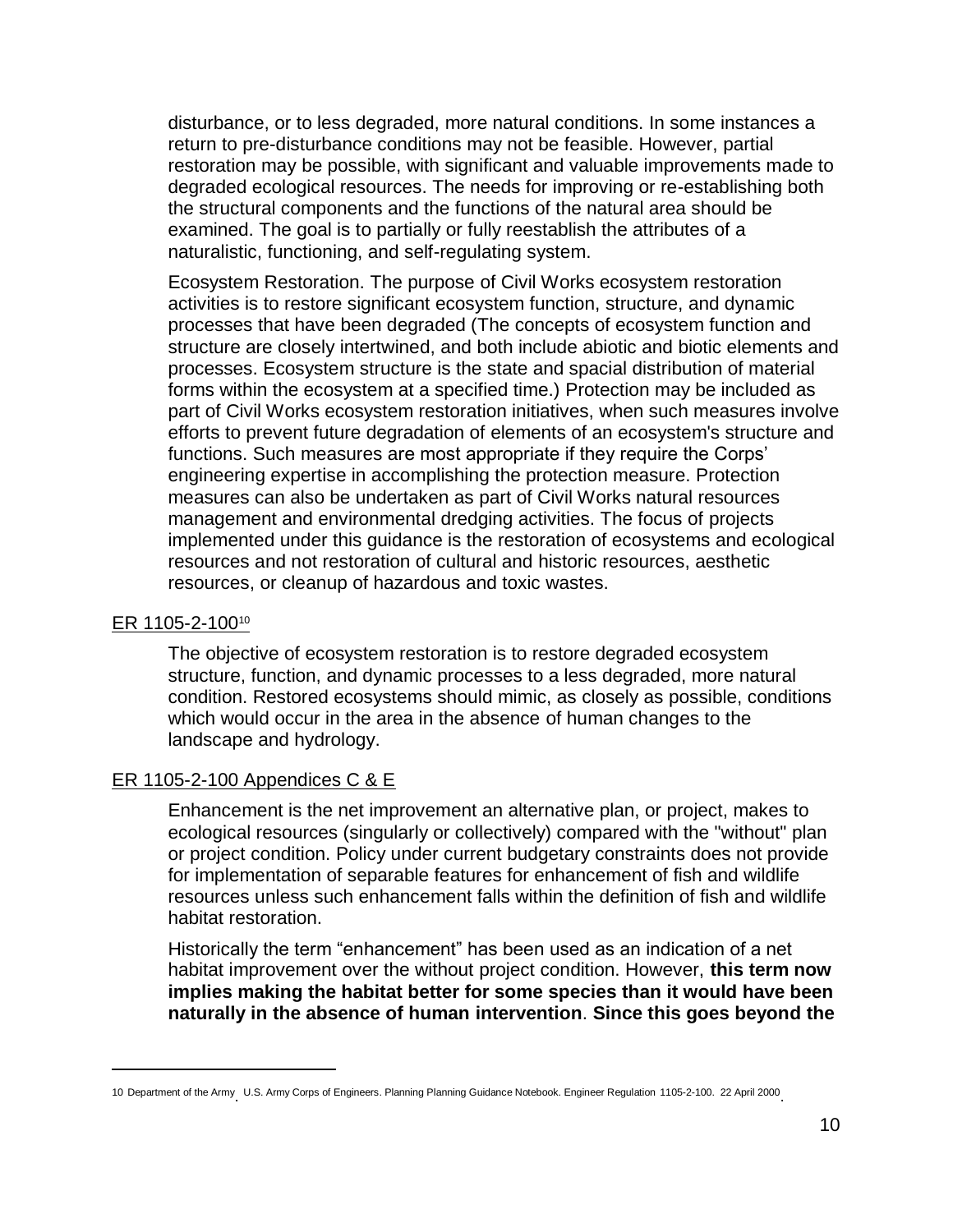disturbance, or to less degraded, more natural conditions. In some instances a return to pre-disturbance conditions may not be feasible. However, partial restoration may be possible, with significant and valuable improvements made to degraded ecological resources. The needs for improving or re-establishing both the structural components and the functions of the natural area should be examined. The goal is to partially or fully reestablish the attributes of a naturalistic, functioning, and self-regulating system.

Ecosystem Restoration. The purpose of Civil Works ecosystem restoration activities is to restore significant ecosystem function, structure, and dynamic processes that have been degraded (The concepts of ecosystem function and structure are closely intertwined, and both include abiotic and biotic elements and processes. Ecosystem structure is the state and spacial distribution of material forms within the ecosystem at a specified time.) Protection may be included as part of Civil Works ecosystem restoration initiatives, when such measures involve efforts to prevent future degradation of elements of an ecosystem's structure and functions. Such measures are most appropriate if they require the Corps' engineering expertise in accomplishing the protection measure. Protection measures can also be undertaken as part of Civil Works natural resources management and environmental dredging activities. The focus of projects implemented under this guidance is the restoration of ecosystems and ecological resources and not restoration of cultural and historic resources, aesthetic resources, or cleanup of hazardous and toxic wastes.

ER 1105-2-100[10]

The objective of ecosystem restoration is to restore degraded ecosystem structure, function, and dynamic processes to a less degraded, more natural condition. Restored ecosystems should mimic, as closely as possible, conditions which would occur in the area in the absence of human changes to the landscape and hydrology.

ER 1105-2-100 Appendices C & E

Enhancement is the net improvement an alternative plan, or project, makes to ecological resources (singularly or collectively) compared with the "without" plan or project condition. Policy under current budgetary constraints does not provide for implementation of separable features for enhancement of fish and wildlife resources unless such enhancement falls within the definition of fish and wildlife habitat restoration.

Historically the term "enhancement" has been used as an indication of a net habitat improvement over the without project condition. However, **this term now implies making the habitat better for some species than it would have been naturally in the absence of human intervention**. **Since this goes beyond the**

---

10 Department of the Army. U.S. Army Corps of Engineers. Planning Planning Guidance Notebook. Engineer Regulation 1105-2-100. 22 April 2000.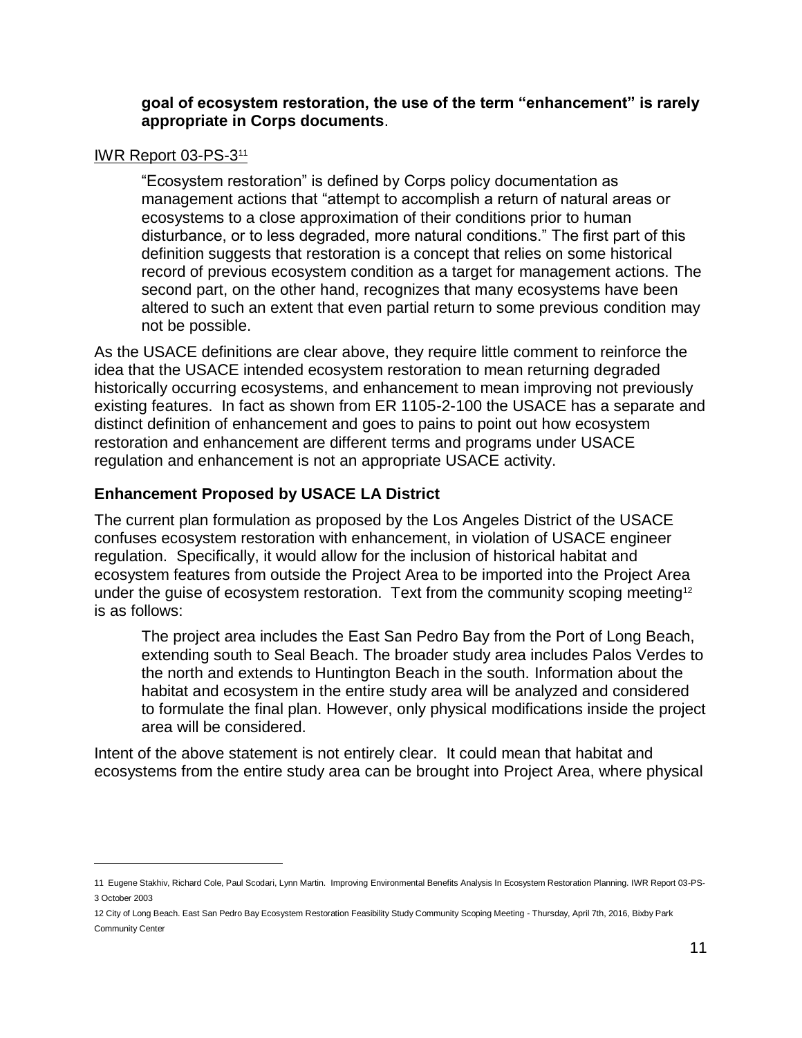**goal of ecosystem restoration, the use of the term "enhancement" is rarely appropriate in Corps documents**.

IWR Report 03-PS-3[11]

> "Ecosystem restoration" is defined by Corps policy documentation as management actions that "attempt to accomplish a return of natural areas or ecosystems to a close approximation of their conditions prior to human disturbance, or to less degraded, more natural conditions." The first part of this definition suggests that restoration is a concept that relies on some historical record of previous ecosystem condition as a target for management actions. The second part, on the other hand, recognizes that many ecosystems have been altered to such an extent that even partial return to some previous condition may not be possible.

As the USACE definitions are clear above, they require little comment to reinforce the idea that the USACE intended ecosystem restoration to mean returning degraded historically occurring ecosystems, and enhancement to mean improving not previously existing features. In fact as shown from ER 1105-2-100 the USACE has a separate and distinct definition of enhancement and goes to pains to point out how ecosystem restoration and enhancement are different terms and programs under USACE regulation and enhancement is not an appropriate USACE activity.

### Enhancement Proposed by USACE LA District

The current plan formulation as proposed by the Los Angeles District of the USACE confuses ecosystem restoration with enhancement, in violation of USACE engineer regulation. Specifically, it would allow for the inclusion of historical habitat and ecosystem features from outside the Project Area to be imported into the Project Area under the guise of ecosystem restoration. Text from the community scoping meeting[12] is as follows:

> The project area includes the East San Pedro Bay from the Port of Long Beach, extending south to Seal Beach. The broader study area includes Palos Verdes to the north and extends to Huntington Beach in the south. Information about the habitat and ecosystem in the entire study area will be analyzed and considered to formulate the final plan. However, only physical modifications inside the project area will be considered.

Intent of the above statement is not entirely clear. It could mean that habitat and ecosystems from the entire study area can be brought into Project Area, where physical

---

11 Eugene Stakhiv, Richard Cole, Paul Scodari, Lynn Martin. Improving Environmental Benefits Analysis In Ecosystem Restoration Planning. IWR Report 03-PS-3 October 2003

12 City of Long Beach. East San Pedro Bay Ecosystem Restoration Feasibility Study Community Scoping Meeting - Thursday, April 7th, 2016, Bixby Park Community Center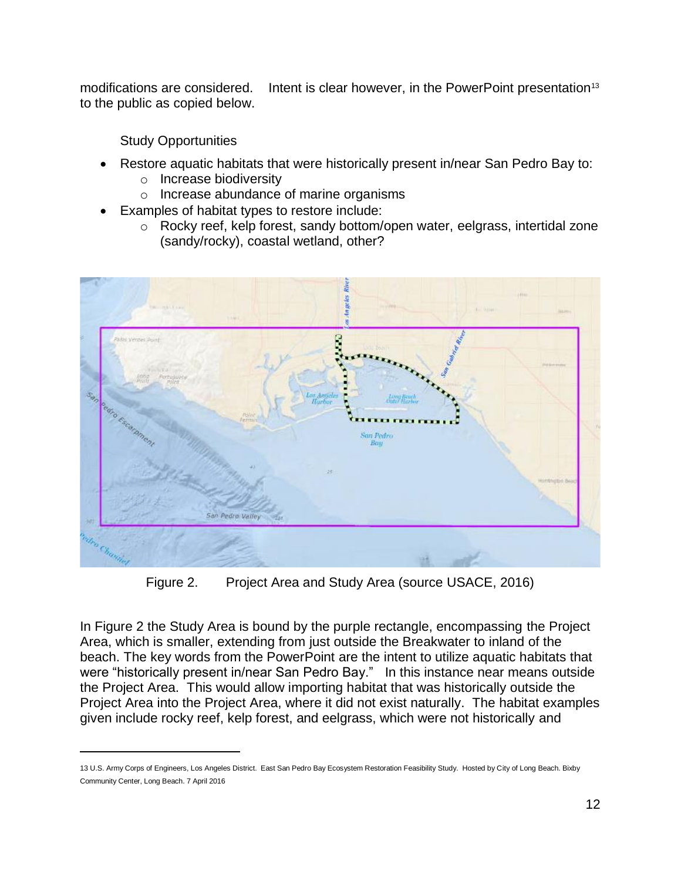modifications are considered. Intent is clear however, in the PowerPoint presentation[13] to the public as copied below.

Study Opportunities

- Restore aquatic habitats that were historically present in/near San Pedro Bay to:
  - Increase biodiversity
  - Increase abundance of marine organisms
- Examples of habitat types to restore include:
  - Rocky reef, kelp forest, sandy bottom/open water, eelgrass, intertidal zone (sandy/rocky), coastal wetland, other?

Figure 2. Project Area and Study Area (source USACE, 2016)

In Figure 2 the Study Area is bound by the purple rectangle, encompassing the Project Area, which is smaller, extending from just outside the Breakwater to inland of the beach. The key words from the PowerPoint are the intent to utilize aquatic habitats that were "historically present in/near San Pedro Bay." In this instance near means outside the Project Area. This would allow importing habitat that was historically outside the Project Area into the Project Area, where it did not exist naturally. The habitat examples given include rocky reef, kelp forest, and eelgrass, which were not historically and

---

13 U.S. Army Corps of Engineers, Los Angeles District. East San Pedro Bay Ecosystem Restoration Feasibility Study. Hosted by City of Long Beach. Bixby Community Center, Long Beach. 7 April 2016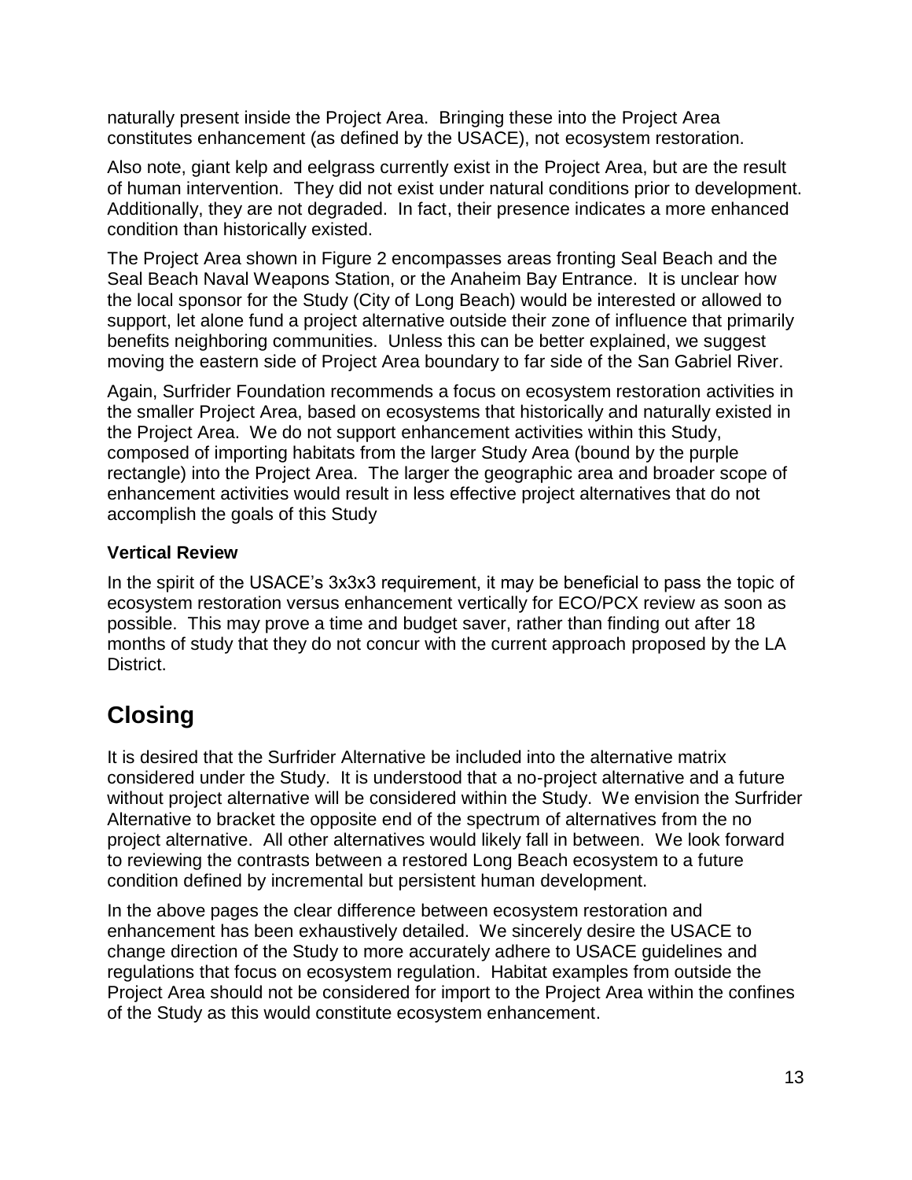naturally present inside the Project Area. Bringing these into the Project Area constitutes enhancement (as defined by the USACE), not ecosystem restoration.

Also note, giant kelp and eelgrass currently exist in the Project Area, but are the result of human intervention. They did not exist under natural conditions prior to development. Additionally, they are not degraded. In fact, their presence indicates a more enhanced condition than historically existed.

The Project Area shown in Figure 2 encompasses areas fronting Seal Beach and the Seal Beach Naval Weapons Station, or the Anaheim Bay Entrance. It is unclear how the local sponsor for the Study (City of Long Beach) would be interested or allowed to support, let alone fund a project alternative outside their zone of influence that primarily benefits neighboring communities. Unless this can be better explained, we suggest moving the eastern side of Project Area boundary to far side of the San Gabriel River.

Again, Surfrider Foundation recommends a focus on ecosystem restoration activities in the smaller Project Area, based on ecosystems that historically and naturally existed in the Project Area. We do not support enhancement activities within this Study, composed of importing habitats from the larger Study Area (bound by the purple rectangle) into the Project Area. The larger the geographic area and broader scope of enhancement activities would result in less effective project alternatives that do not accomplish the goals of this Study

### Vertical Review

In the spirit of the USACE's 3x3x3 requirement, it may be beneficial to pass the topic of ecosystem restoration versus enhancement vertically for ECO/PCX review as soon as possible. This may prove a time and budget saver, rather than finding out after 18 months of study that they do not concur with the current approach proposed by the LA District.

## Closing

It is desired that the Surfrider Alternative be included into the alternative matrix considered under the Study. It is understood that a no-project alternative and a future without project alternative will be considered within the Study. We envision the Surfrider Alternative to bracket the opposite end of the spectrum of alternatives from the no project alternative. All other alternatives would likely fall in between. We look forward to reviewing the contrasts between a restored Long Beach ecosystem to a future condition defined by incremental but persistent human development.

In the above pages the clear difference between ecosystem restoration and enhancement has been exhaustively detailed. We sincerely desire the USACE to change direction of the Study to more accurately adhere to USACE guidelines and regulations that focus on ecosystem regulation. Habitat examples from outside the Project Area should not be considered for import to the Project Area within the confines of the Study as this would constitute ecosystem enhancement.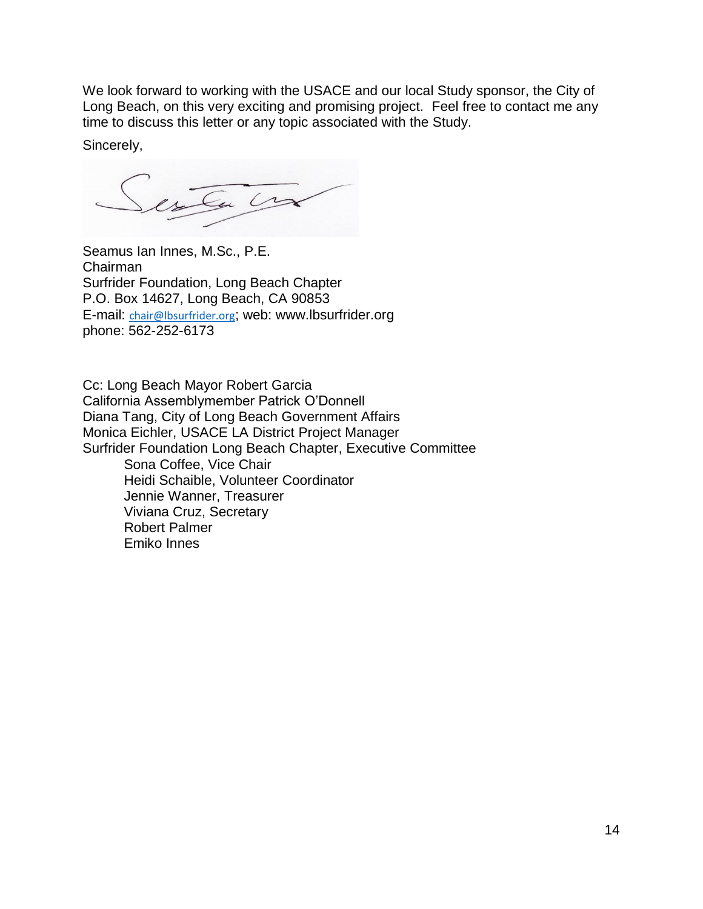We look forward to working with the USACE and our local Study sponsor, the City of Long Beach, on this very exciting and promising project. Feel free to contact me any time to discuss this letter or any topic associated with the Study.

Sincerely,

Seamus Ian Innes, M.Sc., P.E.
Chairman
Surfrider Foundation, Long Beach Chapter
P.O. Box 14627, Long Beach, CA 90853
E-mail: chair@lbsurfrider.org; web: www.lbsurfrider.org
phone: 562-252-6173

Cc: Long Beach Mayor Robert Garcia
California Assemblymember Patrick O'Donnell
Diana Tang, City of Long Beach Government Affairs
Monica Eichler, USACE LA District Project Manager
Surfrider Foundation Long Beach Chapter, Executive Committee

- Sona Coffee, Vice Chair
- Heidi Schaible, Volunteer Coordinator
- Jennie Wanner, Treasurer
- Viviana Cruz, Secretary
- Robert Palmer
- Emiko Innes